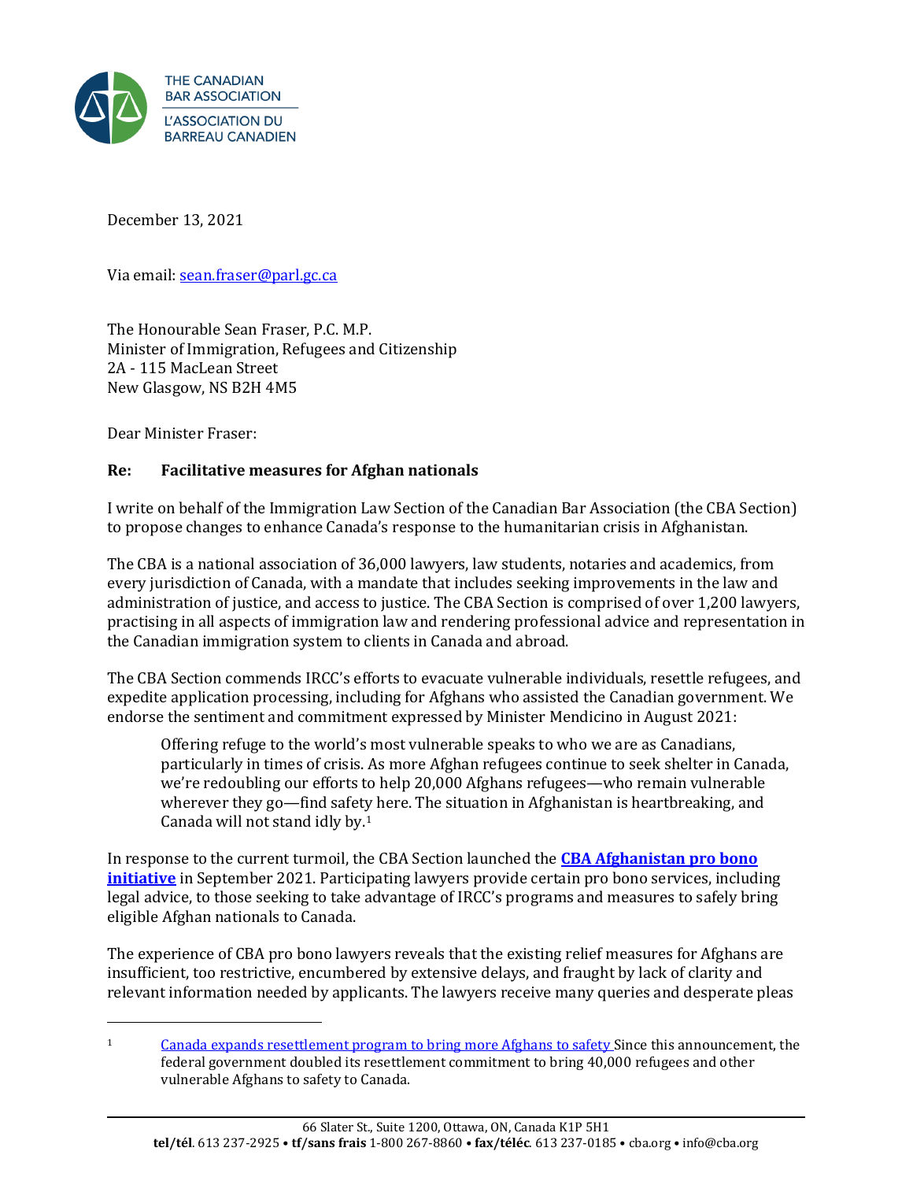THE CANADIAN BAR ASSOCIATION

L'ASSOCIATION DU BARREAU CANADIEN

December 13, 2021

Via email: sean.fraser@parl.gc.ca

The Honourable Sean Fraser, P.C. M.P.
Minister of Immigration, Refugees and Citizenship
2A - 115 MacLean Street
New Glasgow, NS B2H 4M5

Dear Minister Fraser:

**Re: Facilitative measures for Afghan nationals**

I write on behalf of the Immigration Law Section of the Canadian Bar Association (the CBA Section) to propose changes to enhance Canada's response to the humanitarian crisis in Afghanistan.

The CBA is a national association of 36,000 lawyers, law students, notaries and academics, from every jurisdiction of Canada, with a mandate that includes seeking improvements in the law and administration of justice, and access to justice. The CBA Section is comprised of over 1,200 lawyers, practising in all aspects of immigration law and rendering professional advice and representation in the Canadian immigration system to clients in Canada and abroad.

The CBA Section commends IRCC's efforts to evacuate vulnerable individuals, resettle refugees, and expedite application processing, including for Afghans who assisted the Canadian government. We endorse the sentiment and commitment expressed by Minister Mendicino in August 2021:

> Offering refuge to the world's most vulnerable speaks to who we are as Canadians, particularly in times of crisis. As more Afghan refugees continue to seek shelter in Canada, we're redoubling our efforts to help 20,000 Afghans refugees—who remain vulnerable wherever they go—find safety here. The situation in Afghanistan is heartbreaking, and Canada will not stand idly by.[1]

In response to the current turmoil, the CBA Section launched the **CBA Afghanistan pro bono initiative** in September 2021. Participating lawyers provide certain pro bono services, including legal advice, to those seeking to take advantage of IRCC's programs and measures to safely bring eligible Afghan nationals to Canada.

The experience of CBA pro bono lawyers reveals that the existing relief measures for Afghans are insufficient, too restrictive, encumbered by extensive delays, and fraught by lack of clarity and relevant information needed by applicants. The lawyers receive many queries and desperate pleas

---

[1] Canada expands resettlement program to bring more Afghans to safety Since this announcement, the federal government doubled its resettlement commitment to bring 40,000 refugees and other vulnerable Afghans to safety to Canada.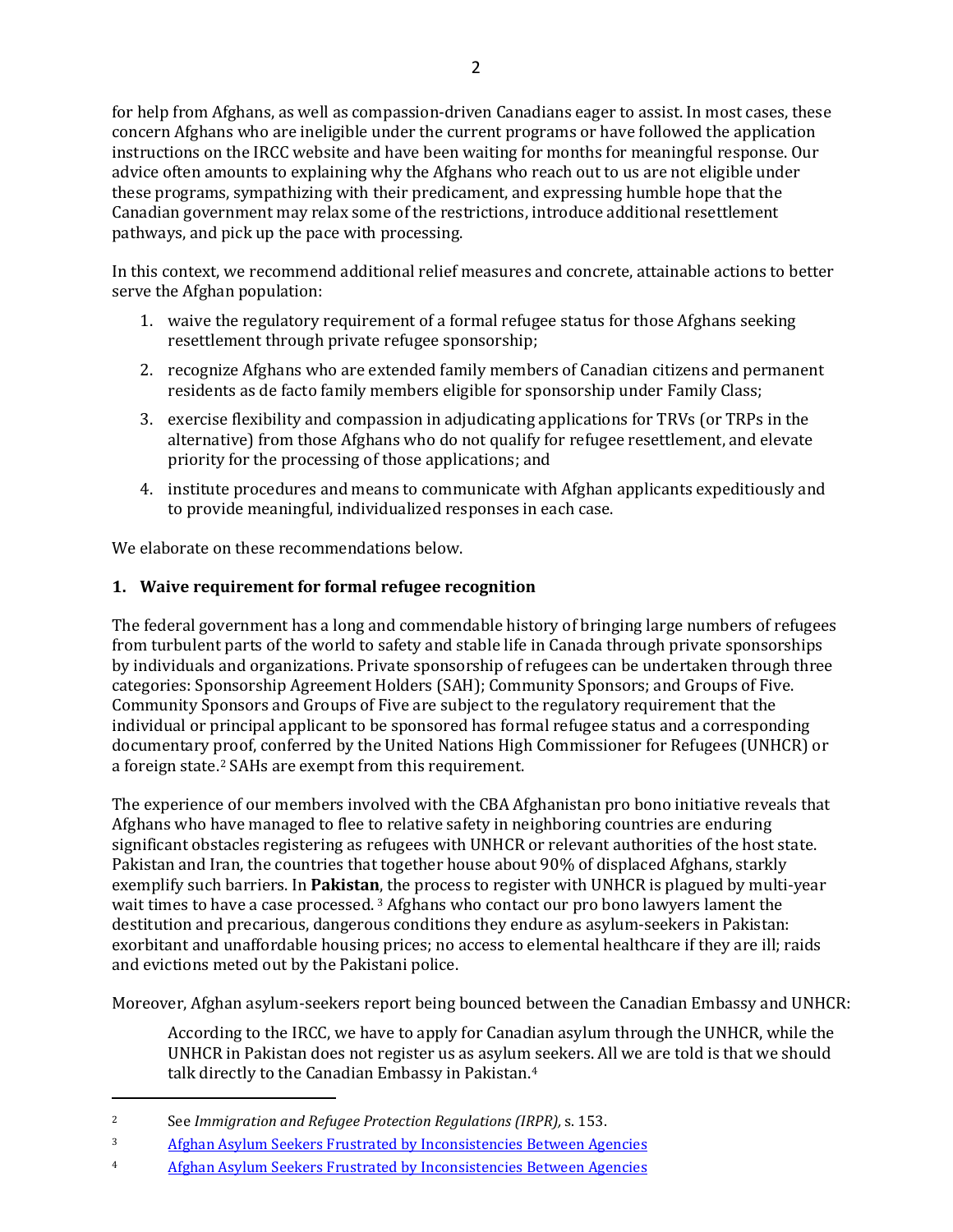for help from Afghans, as well as compassion-driven Canadians eager to assist. In most cases, these concern Afghans who are ineligible under the current programs or have followed the application instructions on the IRCC website and have been waiting for months for meaningful response. Our advice often amounts to explaining why the Afghans who reach out to us are not eligible under these programs, sympathizing with their predicament, and expressing humble hope that the Canadian government may relax some of the restrictions, introduce additional resettlement pathways, and pick up the pace with processing.

In this context, we recommend additional relief measures and concrete, attainable actions to better serve the Afghan population:

1. waive the regulatory requirement of a formal refugee status for those Afghans seeking resettlement through private refugee sponsorship;
2. recognize Afghans who are extended family members of Canadian citizens and permanent residents as de facto family members eligible for sponsorship under Family Class;
3. exercise flexibility and compassion in adjudicating applications for TRVs (or TRPs in the alternative) from those Afghans who do not qualify for refugee resettlement, and elevate priority for the processing of those applications; and
4. institute procedures and means to communicate with Afghan applicants expeditiously and to provide meaningful, individualized responses in each case.

We elaborate on these recommendations below.

## 1. Waive requirement for formal refugee recognition

The federal government has a long and commendable history of bringing large numbers of refugees from turbulent parts of the world to safety and stable life in Canada through private sponsorships by individuals and organizations. Private sponsorship of refugees can be undertaken through three categories: Sponsorship Agreement Holders (SAH); Community Sponsors; and Groups of Five. Community Sponsors and Groups of Five are subject to the regulatory requirement that the individual or principal applicant to be sponsored has formal refugee status and a corresponding documentary proof, conferred by the United Nations High Commissioner for Refugees (UNHCR) or a foreign state.[2] SAHs are exempt from this requirement.

The experience of our members involved with the CBA Afghanistan pro bono initiative reveals that Afghans who have managed to flee to relative safety in neighboring countries are enduring significant obstacles registering as refugees with UNHCR or relevant authorities of the host state. Pakistan and Iran, the countries that together house about 90% of displaced Afghans, starkly exemplify such barriers. In **Pakistan**, the process to register with UNHCR is plagued by multi-year wait times to have a case processed.[3] Afghans who contact our pro bono lawyers lament the destitution and precarious, dangerous conditions they endure as asylum-seekers in Pakistan: exorbitant and unaffordable housing prices; no access to elemental healthcare if they are ill; raids and evictions meted out by the Pakistani police.

Moreover, Afghan asylum-seekers report being bounced between the Canadian Embassy and UNHCR:

> According to the IRCC, we have to apply for Canadian asylum through the UNHCR, while the UNHCR in Pakistan does not register us as asylum seekers. All we are told is that we should talk directly to the Canadian Embassy in Pakistan.[4]

---

[2] See *Immigration and Refugee Protection Regulations (IRPR)*, s. 153.

[3] Afghan Asylum Seekers Frustrated by Inconsistencies Between Agencies

[4] Afghan Asylum Seekers Frustrated by Inconsistencies Between Agencies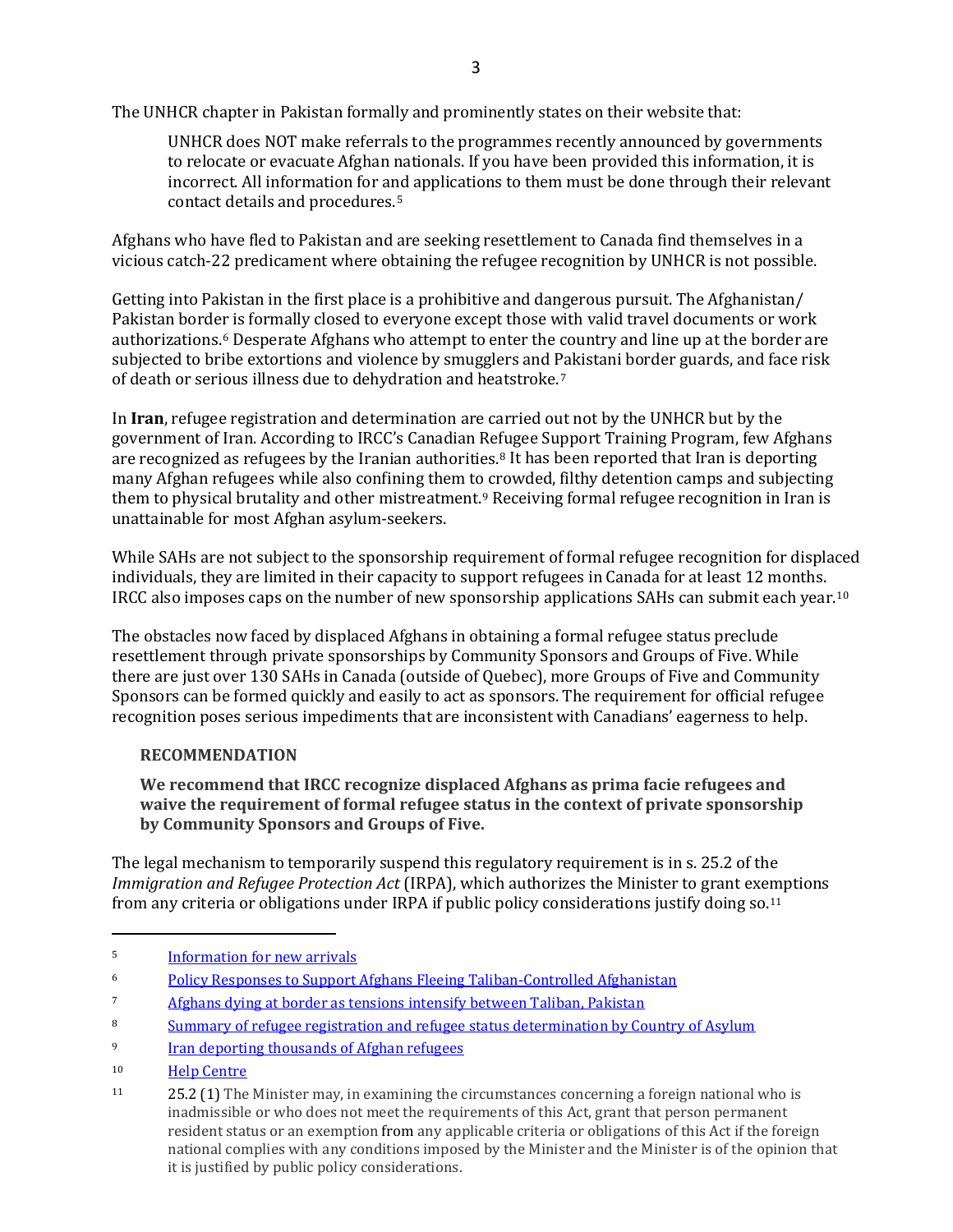The UNHCR chapter in Pakistan formally and prominently states on their website that:

> UNHCR does NOT make referrals to the programmes recently announced by governments to relocate or evacuate Afghan nationals. If you have been provided this information, it is incorrect. All information for and applications to them must be done through their relevant contact details and procedures.[5]

Afghans who have fled to Pakistan and are seeking resettlement to Canada find themselves in a vicious catch-22 predicament where obtaining the refugee recognition by UNHCR is not possible.

Getting into Pakistan in the first place is a prohibitive and dangerous pursuit. The Afghanistan/ Pakistan border is formally closed to everyone except those with valid travel documents or work authorizations.[6] Desperate Afghans who attempt to enter the country and line up at the border are subjected to bribe extortions and violence by smugglers and Pakistani border guards, and face risk of death or serious illness due to dehydration and heatstroke.[7]

In **Iran**, refugee registration and determination are carried out not by the UNHCR but by the government of Iran. According to IRCC's Canadian Refugee Support Training Program, few Afghans are recognized as refugees by the Iranian authorities.[8] It has been reported that Iran is deporting many Afghan refugees while also confining them to crowded, filthy detention camps and subjecting them to physical brutality and other mistreatment.[9] Receiving formal refugee recognition in Iran is unattainable for most Afghan asylum-seekers.

While SAHs are not subject to the sponsorship requirement of formal refugee recognition for displaced individuals, they are limited in their capacity to support refugees in Canada for at least 12 months. IRCC also imposes caps on the number of new sponsorship applications SAHs can submit each year.[10]

The obstacles now faced by displaced Afghans in obtaining a formal refugee status preclude resettlement through private sponsorships by Community Sponsors and Groups of Five. While there are just over 130 SAHs in Canada (outside of Quebec), more Groups of Five and Community Sponsors can be formed quickly and easily to act as sponsors. The requirement for official refugee recognition poses serious impediments that are inconsistent with Canadians' eagerness to help.

**RECOMMENDATION**

**We recommend that IRCC recognize displaced Afghans as prima facie refugees and waive the requirement of formal refugee status in the context of private sponsorship by Community Sponsors and Groups of Five.**

The legal mechanism to temporarily suspend this regulatory requirement is in s. 25.2 of the *Immigration and Refugee Protection Act* (IRPA), which authorizes the Minister to grant exemptions from any criteria or obligations under IRPA if public policy considerations justify doing so.[11]

---

[5] Information for new arrivals

[6] Policy Responses to Support Afghans Fleeing Taliban-Controlled Afghanistan

[7] Afghans dying at border as tensions intensify between Taliban, Pakistan

[8] Summary of refugee registration and refugee status determination by Country of Asylum

[9] Iran deporting thousands of Afghan refugees

[10] Help Centre

[11] 25.2 (1) The Minister may, in examining the circumstances concerning a foreign national who is inadmissible or who does not meet the requirements of this Act, grant that person permanent resident status or an exemption from any applicable criteria or obligations of this Act if the foreign national complies with any conditions imposed by the Minister and the Minister is of the opinion that it is justified by public policy considerations.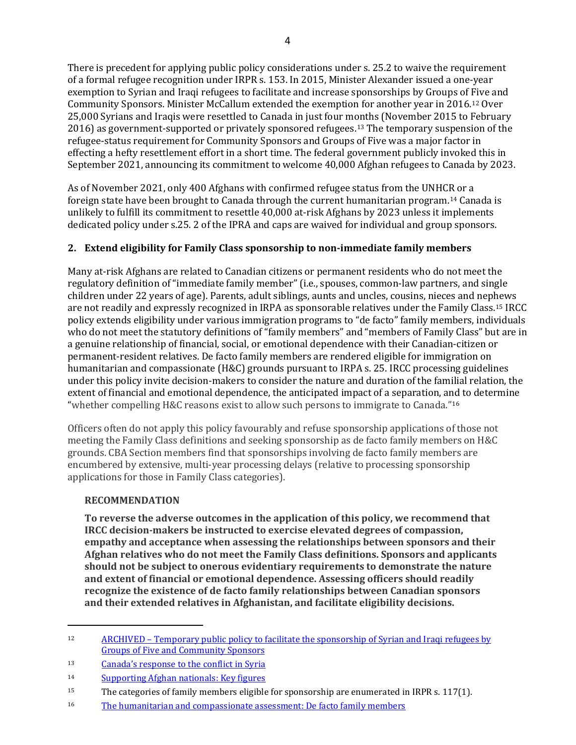There is precedent for applying public policy considerations under s. 25.2 to waive the requirement of a formal refugee recognition under IRPR s. 153. In 2015, Minister Alexander issued a one-year exemption to Syrian and Iraqi refugees to facilitate and increase sponsorships by Groups of Five and Community Sponsors. Minister McCallum extended the exemption for another year in 2016.[12] Over 25,000 Syrians and Iraqis were resettled to Canada in just four months (November 2015 to February 2016) as government-supported or privately sponsored refugees.[13] The temporary suspension of the refugee-status requirement for Community Sponsors and Groups of Five was a major factor in effecting a hefty resettlement effort in a short time. The federal government publicly invoked this in September 2021, announcing its commitment to welcome 40,000 Afghan refugees to Canada by 2023.

As of November 2021, only 400 Afghans with confirmed refugee status from the UNHCR or a foreign state have been brought to Canada through the current humanitarian program.[14] Canada is unlikely to fulfill its commitment to resettle 40,000 at-risk Afghans by 2023 unless it implements dedicated policy under s.25. 2 of the IPRA and caps are waived for individual and group sponsors.

## 2. Extend eligibility for Family Class sponsorship to non-immediate family members

Many at-risk Afghans are related to Canadian citizens or permanent residents who do not meet the regulatory definition of "immediate family member" (i.e., spouses, common-law partners, and single children under 22 years of age). Parents, adult siblings, aunts and uncles, cousins, nieces and nephews are not readily and expressly recognized in IRPA as sponsorable relatives under the Family Class.[15] IRCC policy extends eligibility under various immigration programs to "de facto" family members, individuals who do not meet the statutory definitions of "family members" and "members of Family Class" but are in a genuine relationship of financial, social, or emotional dependence with their Canadian-citizen or permanent-resident relatives. De facto family members are rendered eligible for immigration on humanitarian and compassionate (H&C) grounds pursuant to IRPA s. 25. IRCC processing guidelines under this policy invite decision-makers to consider the nature and duration of the familial relation, the extent of financial and emotional dependence, the anticipated impact of a separation, and to determine "whether compelling H&C reasons exist to allow such persons to immigrate to Canada."[16]

Officers often do not apply this policy favourably and refuse sponsorship applications of those not meeting the Family Class definitions and seeking sponsorship as de facto family members on H&C grounds. CBA Section members find that sponsorships involving de facto family members are encumbered by extensive, multi-year processing delays (relative to processing sponsorship applications for those in Family Class categories).

**RECOMMENDATION**

**To reverse the adverse outcomes in the application of this policy, we recommend that IRCC decision-makers be instructed to exercise elevated degrees of compassion, empathy and acceptance when assessing the relationships between sponsors and their Afghan relatives who do not meet the Family Class definitions. Sponsors and applicants should not be subject to onerous evidentiary requirements to demonstrate the nature and extent of financial or emotional dependence. Assessing officers should readily recognize the existence of de facto family relationships between Canadian sponsors and their extended relatives in Afghanistan, and facilitate eligibility decisions.**

---

[12] ARCHIVED – Temporary public policy to facilitate the sponsorship of Syrian and Iraqi refugees by Groups of Five and Community Sponsors

[13] Canada's response to the conflict in Syria

[14] Supporting Afghan nationals: Key figures

[15] The categories of family members eligible for sponsorship are enumerated in IRPR s. 117(1).

[16] The humanitarian and compassionate assessment: De facto family members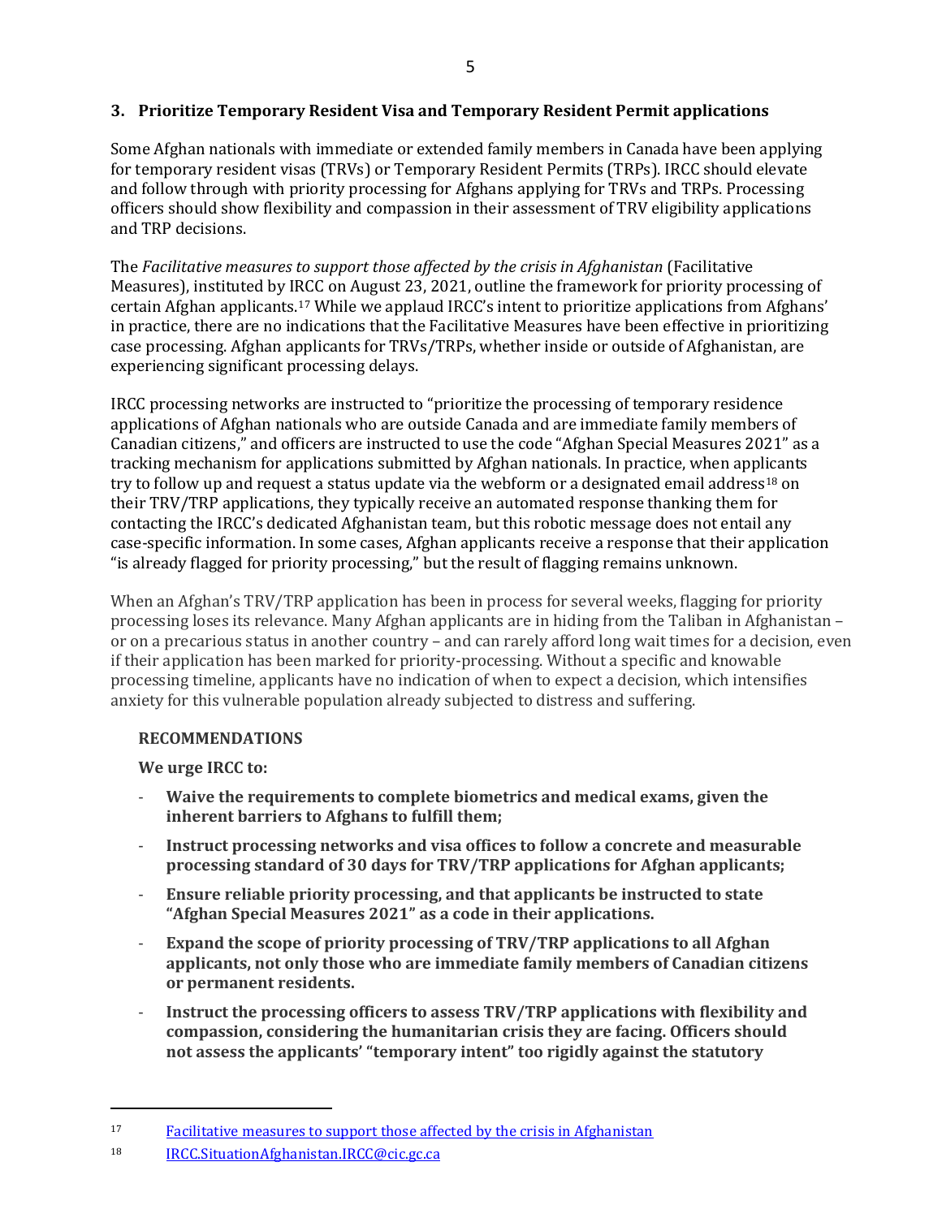## 3. Prioritize Temporary Resident Visa and Temporary Resident Permit applications

Some Afghan nationals with immediate or extended family members in Canada have been applying for temporary resident visas (TRVs) or Temporary Resident Permits (TRPs). IRCC should elevate and follow through with priority processing for Afghans applying for TRVs and TRPs. Processing officers should show flexibility and compassion in their assessment of TRV eligibility applications and TRP decisions.

The *Facilitative measures to support those affected by the crisis in Afghanistan* (Facilitative Measures), instituted by IRCC on August 23, 2021, outline the framework for priority processing of certain Afghan applicants.[17] While we applaud IRCC's intent to prioritize applications from Afghans' in practice, there are no indications that the Facilitative Measures have been effective in prioritizing case processing. Afghan applicants for TRVs/TRPs, whether inside or outside of Afghanistan, are experiencing significant processing delays.

IRCC processing networks are instructed to "prioritize the processing of temporary residence applications of Afghan nationals who are outside Canada and are immediate family members of Canadian citizens," and officers are instructed to use the code "Afghan Special Measures 2021" as a tracking mechanism for applications submitted by Afghan nationals. In practice, when applicants try to follow up and request a status update via the webform or a designated email address[18] on their TRV/TRP applications, they typically receive an automated response thanking them for contacting the IRCC's dedicated Afghanistan team, but this robotic message does not entail any case-specific information. In some cases, Afghan applicants receive a response that their application "is already flagged for priority processing," but the result of flagging remains unknown.

When an Afghan's TRV/TRP application has been in process for several weeks, flagging for priority processing loses its relevance. Many Afghan applicants are in hiding from the Taliban in Afghanistan – or on a precarious status in another country – and can rarely afford long wait times for a decision, even if their application has been marked for priority-processing. Without a specific and knowable processing timeline, applicants have no indication of when to expect a decision, which intensifies anxiety for this vulnerable population already subjected to distress and suffering.

**RECOMMENDATIONS**

**We urge IRCC to:**

- **Waive the requirements to complete biometrics and medical exams, given the inherent barriers to Afghans to fulfill them;**
- **Instruct processing networks and visa offices to follow a concrete and measurable processing standard of 30 days for TRV/TRP applications for Afghan applicants;**
- **Ensure reliable priority processing, and that applicants be instructed to state "Afghan Special Measures 2021" as a code in their applications.**
- **Expand the scope of priority processing of TRV/TRP applications to all Afghan applicants, not only those who are immediate family members of Canadian citizens or permanent residents.**
- **Instruct the processing officers to assess TRV/TRP applications with flexibility and compassion, considering the humanitarian crisis they are facing. Officers should not assess the applicants' "temporary intent" too rigidly against the statutory**

---

[17] [Facilitative measures to support those affected by the crisis in Afghanistan](#)

[18] [IRCC.SituationAfghanistan.IRCC@cic.gc.ca](mailto:IRCC.SituationAfghanistan.IRCC@cic.gc.ca)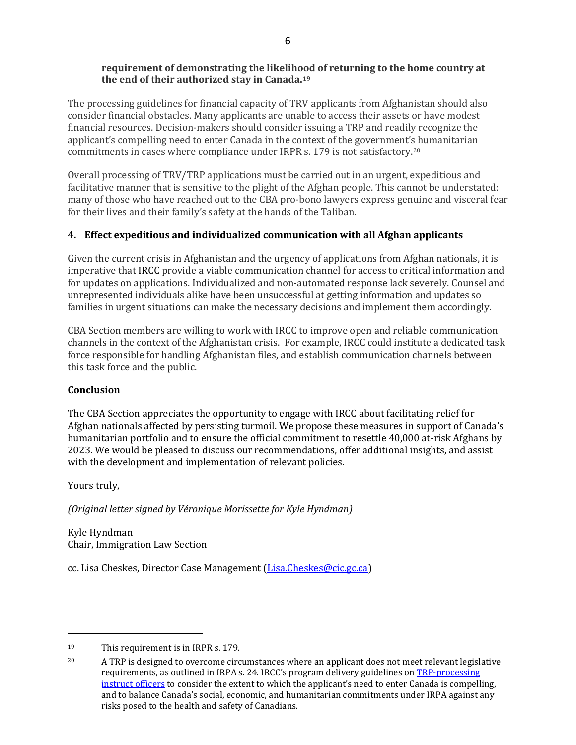**requirement of demonstrating the likelihood of returning to the home country at the end of their authorized stay in Canada.**[19]

The processing guidelines for financial capacity of TRV applicants from Afghanistan should also consider financial obstacles. Many applicants are unable to access their assets or have modest financial resources. Decision-makers should consider issuing a TRP and readily recognize the applicant's compelling need to enter Canada in the context of the government's humanitarian commitments in cases where compliance under IRPR s. 179 is not satisfactory.[20]

Overall processing of TRV/TRP applications must be carried out in an urgent, expeditious and facilitative manner that is sensitive to the plight of the Afghan people. This cannot be understated: many of those who have reached out to the CBA pro-bono lawyers express genuine and visceral fear for their lives and their family's safety at the hands of the Taliban.

### 4. Effect expeditious and individualized communication with all Afghan applicants

Given the current crisis in Afghanistan and the urgency of applications from Afghan nationals, it is imperative that IRCC provide a viable communication channel for access to critical information and for updates on applications. Individualized and non-automated response lack severely. Counsel and unrepresented individuals alike have been unsuccessful at getting information and updates so families in urgent situations can make the necessary decisions and implement them accordingly.

CBA Section members are willing to work with IRCC to improve open and reliable communication channels in the context of the Afghanistan crisis. For example, IRCC could institute a dedicated task force responsible for handling Afghanistan files, and establish communication channels between this task force and the public.

### Conclusion

The CBA Section appreciates the opportunity to engage with IRCC about facilitating relief for Afghan nationals affected by persisting turmoil. We propose these measures in support of Canada's humanitarian portfolio and to ensure the official commitment to resettle 40,000 at-risk Afghans by 2023. We would be pleased to discuss our recommendations, offer additional insights, and assist with the development and implementation of relevant policies.

Yours truly,

*(Original letter signed by Véronique Morissette for Kyle Hyndman)*

Kyle Hyndman
Chair, Immigration Law Section

cc. Lisa Cheskes, Director Case Management (Lisa.Cheskes@cic.gc.ca)

---

[19] This requirement is in IRPR s. 179.

[20] A TRP is designed to overcome circumstances where an applicant does not meet relevant legislative requirements, as outlined in IRPA s. 24. IRCC's program delivery guidelines on TRP-processing instruct officers to consider the extent to which the applicant's need to enter Canada is compelling, and to balance Canada's social, economic, and humanitarian commitments under IRPA against any risks posed to the health and safety of Canadians.